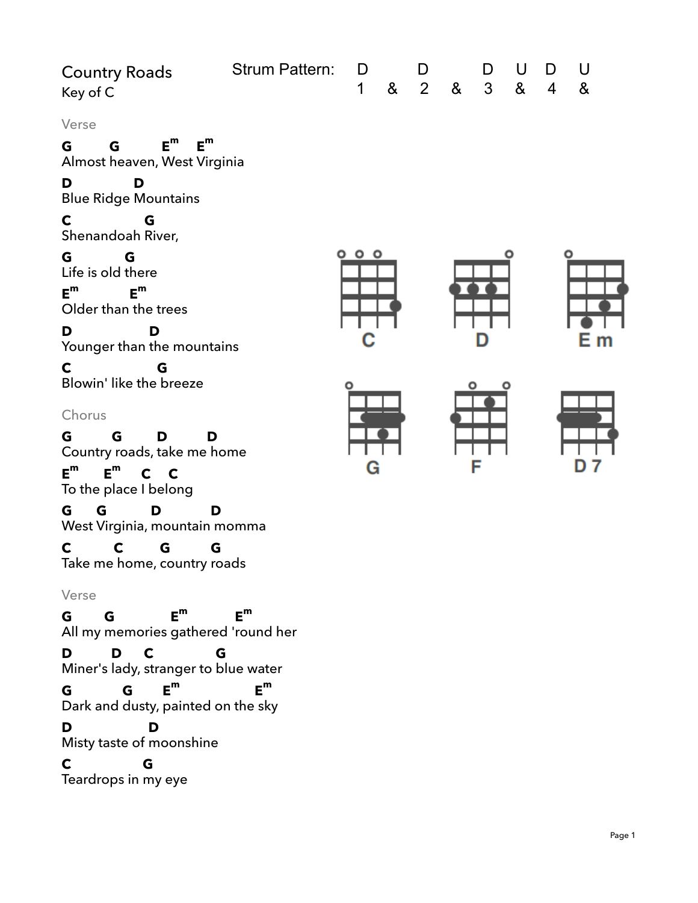# Country Roads

Key of C

Strum Pattern:

| D | | D | | D | U | D | U |
|---|---|---|---|---|---|---|---|
| 1 | & | 2 | & | 3 | & | 4 | & |

### Verse

```
G       G         Em    Em
Almost heaven, West Virginia
D            D
Blue Ridge Mountains
C           G
Shenandoah River,
G          G
Life is old there
Em          Em
Older than the trees
D              D
Younger than the mountains
C              G
Blowin' like the breeze
```

### Chorus

```
G       G       D        D
Country roads, take me home
Em     Em     C   C
To the place I belong
G     G        D         D
West Virginia, mountain momma
C        C       G         G
Take me home, country roads
```

### Verse

```
G      G            Em          Em
All my memories gathered 'round her
D       D     C             G
Miner's lady, stranger to blue water
G         G      Em               Em
Dark and dusty, painted on the sky
D            D
Misty taste of moonshine
C           G
Teardrops in my eye
```

C D Em G F D7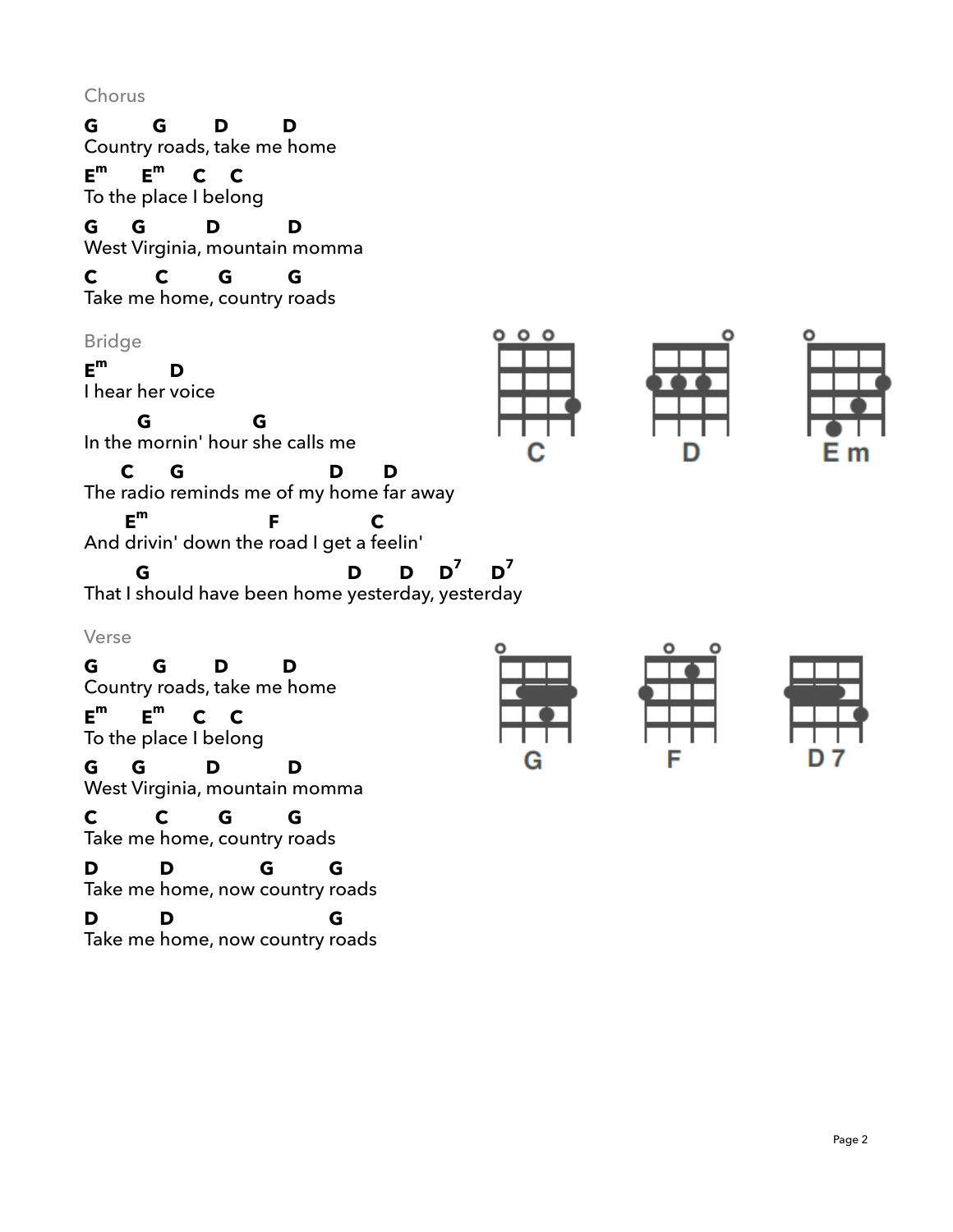Chorus

```
G        G       D        D
Country roads, take me home
Em     Em    C   C
To the place I belong
G    G        D          D
West Virginia, mountain momma
C        C       G       G
Take me home, country roads
```

Bridge

```
Em         D
I hear her voice
       G                G
In the mornin' hour she calls me
     C     G                        D      D
The radio reminds me of my home far away
       Em                  F               C
And drivin' down the road I get a feelin'
        G                             D      D    D7     D7
That I should have been home yesterday, yesterday
```

Verse

```
G        G       D        D
Country roads, take me home
Em     Em    C   C
To the place I belong
G    G        D          D
West Virginia, mountain momma
C        C       G       G
Take me home, country roads
D        D            G       G
Take me home, now country roads
D        D                    G
Take me home, now country roads
```

C D Em

G F D7